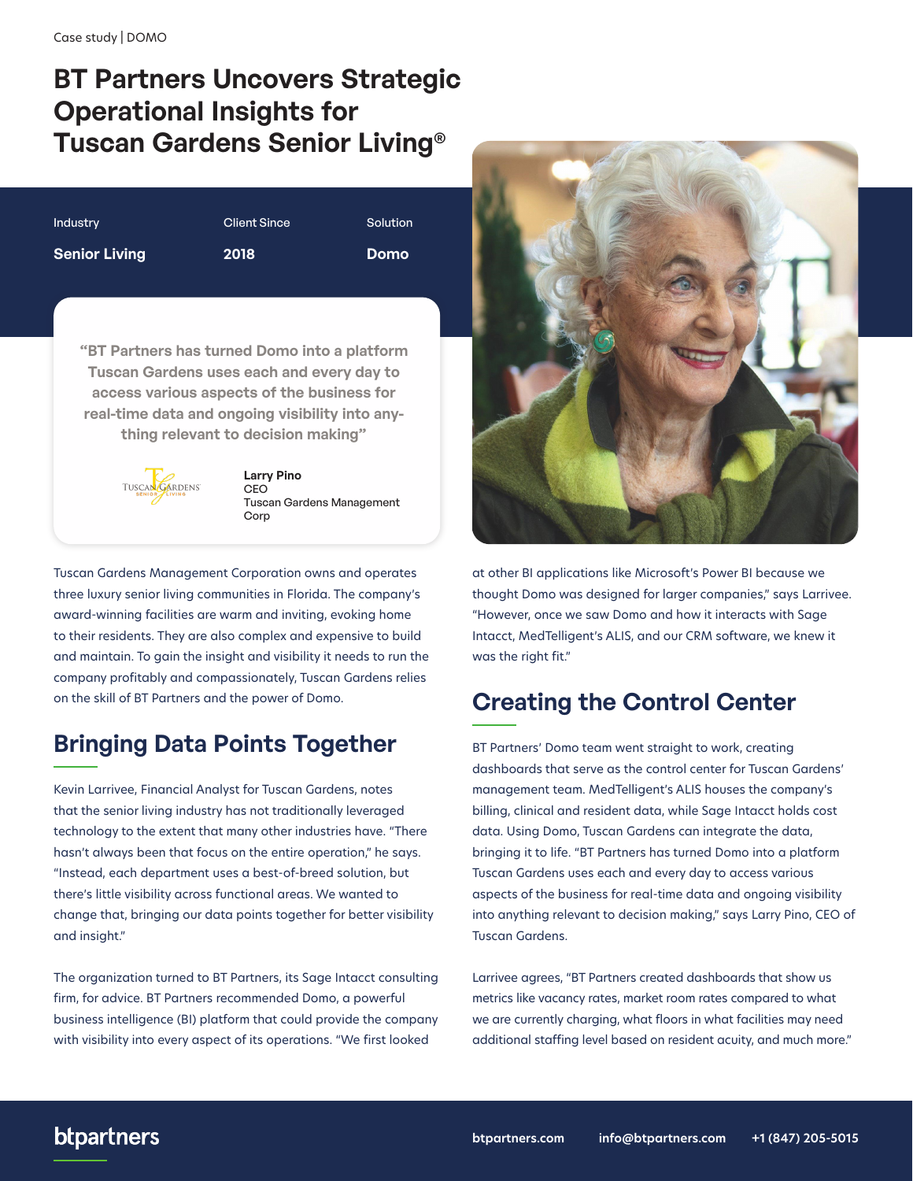Case study | DOMO

# BT Partners Uncovers Strategic Operational Insights for Tuscan Gardens Senior Living®

| Industry | Client Since | Solution |
|---|---|---|
| **Senior Living** | **2018** | **Domo** |

> **"BT Partners has turned Domo into a platform Tuscan Gardens uses each and every day to access various aspects of the business for real-time data and ongoing visibility into anything relevant to decision making"**
>
> **Larry Pino**
> CEO
> Tuscan Gardens Management Corp

Tuscan Gardens Management Corporation owns and operates three luxury senior living communities in Florida. The company's award-winning facilities are warm and inviting, evoking home to their residents. They are also complex and expensive to build and maintain. To gain the insight and visibility it needs to run the company profitably and compassionately, Tuscan Gardens relies on the skill of BT Partners and the power of Domo.

## Bringing Data Points Together

Kevin Larrivee, Financial Analyst for Tuscan Gardens, notes that the senior living industry has not traditionally leveraged technology to the extent that many other industries have. "There hasn't always been that focus on the entire operation," he says. "Instead, each department uses a best-of-breed solution, but there's little visibility across functional areas. We wanted to change that, bringing our data points together for better visibility and insight."

The organization turned to BT Partners, its Sage Intacct consulting firm, for advice. BT Partners recommended Domo, a powerful business intelligence (BI) platform that could provide the company with visibility into every aspect of its operations. "We first looked at other BI applications like Microsoft's Power BI because we thought Domo was designed for larger companies," says Larrivee. "However, once we saw Domo and how it interacts with Sage Intacct, MedTelligent's ALIS, and our CRM software, we knew it was the right fit."

## Creating the Control Center

BT Partners' Domo team went straight to work, creating dashboards that serve as the control center for Tuscan Gardens' management team. MedTelligent's ALIS houses the company's billing, clinical and resident data, while Sage Intacct holds cost data. Using Domo, Tuscan Gardens can integrate the data, bringing it to life. "BT Partners has turned Domo into a platform Tuscan Gardens uses each and every day to access various aspects of the business for real-time data and ongoing visibility into anything relevant to decision making," says Larry Pino, CEO of Tuscan Gardens.

Larrivee agrees, "BT Partners created dashboards that show us metrics like vacancy rates, market room rates compared to what we are currently charging, what floors in what facilities may need additional staffing level based on resident acuity, and much more."

btpartners

btpartners.com info@btpartners.com +1 (847) 205-5015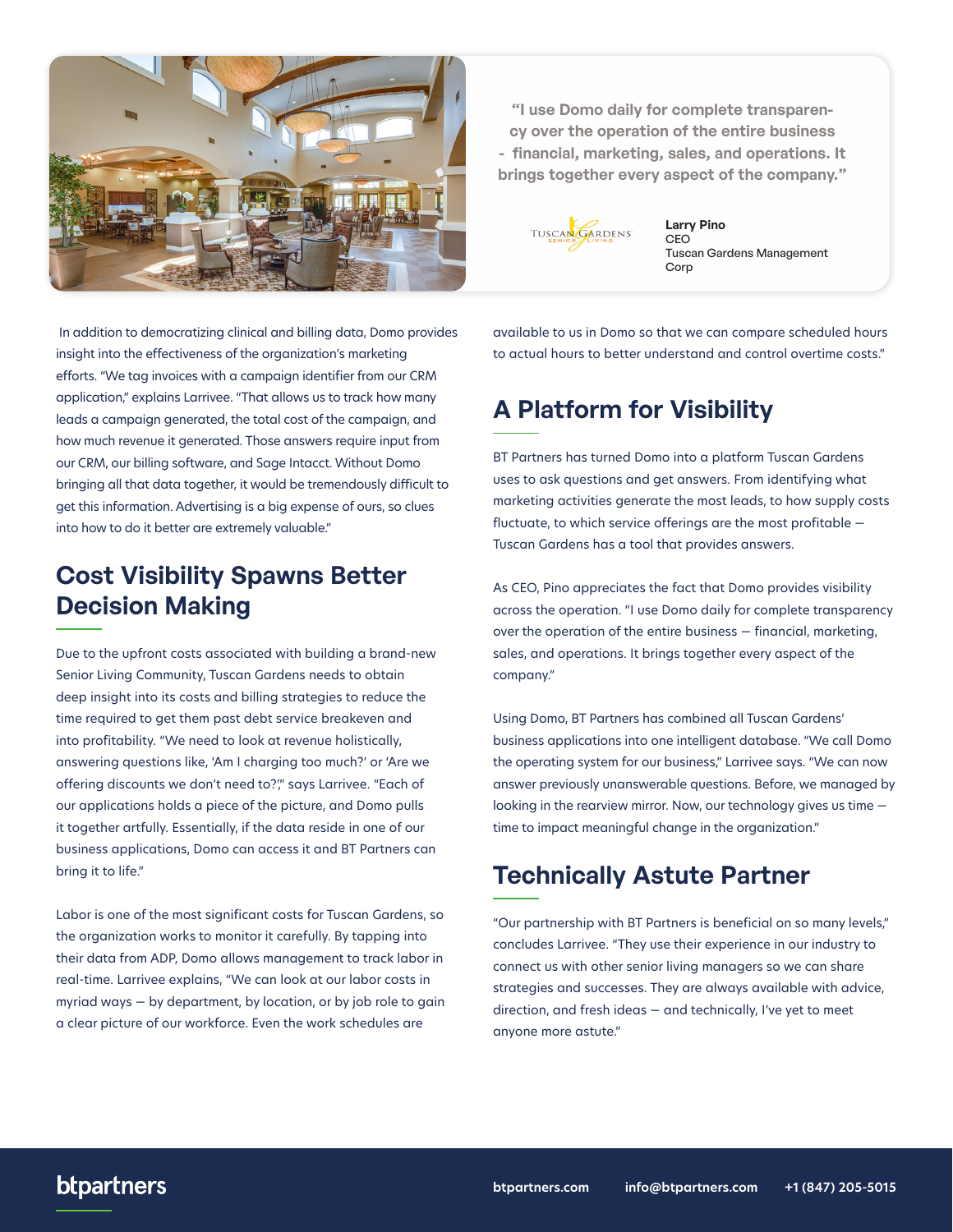> "I use Domo daily for complete transparency over the operation of the entire business - financial, marketing, sales, and operations. It brings together every aspect of the company."

TUSCAN GARDENS SENIOR LIVING

**Larry Pino**
CEO
Tuscan Gardens Management Corp

In addition to democratizing clinical and billing data, Domo provides insight into the effectiveness of the organization's marketing efforts. "We tag invoices with a campaign identifier from our CRM application," explains Larrivee. "That allows us to track how many leads a campaign generated, the total cost of the campaign, and how much revenue it generated. Those answers require input from our CRM, our billing software, and Sage Intacct. Without Domo bringing all that data together, it would be tremendously difficult to get this information. Advertising is a big expense of ours, so clues into how to do it better are extremely valuable."

## Cost Visibility Spawns Better Decision Making

Due to the upfront costs associated with building a brand-new Senior Living Community, Tuscan Gardens needs to obtain deep insight into its costs and billing strategies to reduce the time required to get them past debt service breakeven and into profitability. "We need to look at revenue holistically, answering questions like, 'Am I charging too much?' or 'Are we offering discounts we don't need to?'," says Larrivee. "Each of our applications holds a piece of the picture, and Domo pulls it together artfully. Essentially, if the data reside in one of our business applications, Domo can access it and BT Partners can bring it to life."

Labor is one of the most significant costs for Tuscan Gardens, so the organization works to monitor it carefully. By tapping into their data from ADP, Domo allows management to track labor in real-time. Larrivee explains, "We can look at our labor costs in myriad ways – by department, by location, or by job role to gain a clear picture of our workforce. Even the work schedules are available to us in Domo so that we can compare scheduled hours to actual hours to better understand and control overtime costs."

## A Platform for Visibility

BT Partners has turned Domo into a platform Tuscan Gardens uses to ask questions and get answers. From identifying what marketing activities generate the most leads, to how supply costs fluctuate, to which service offerings are the most profitable – Tuscan Gardens has a tool that provides answers.

As CEO, Pino appreciates the fact that Domo provides visibility across the operation. "I use Domo daily for complete transparency over the operation of the entire business – financial, marketing, sales, and operations. It brings together every aspect of the company."

Using Domo, BT Partners has combined all Tuscan Gardens' business applications into one intelligent database. "We call Domo the operating system for our business," Larrivee says. "We can now answer previously unanswerable questions. Before, we managed by looking in the rearview mirror. Now, our technology gives us time – time to impact meaningful change in the organization."

## Technically Astute Partner

"Our partnership with BT Partners is beneficial on so many levels," concludes Larrivee. "They use their experience in our industry to connect us with other senior living managers so we can share strategies and successes. They are always available with advice, direction, and fresh ideas – and technically, I've yet to meet anyone more astute."

btpartners

btpartners.com    info@btpartners.com    +1 (847) 205-5015